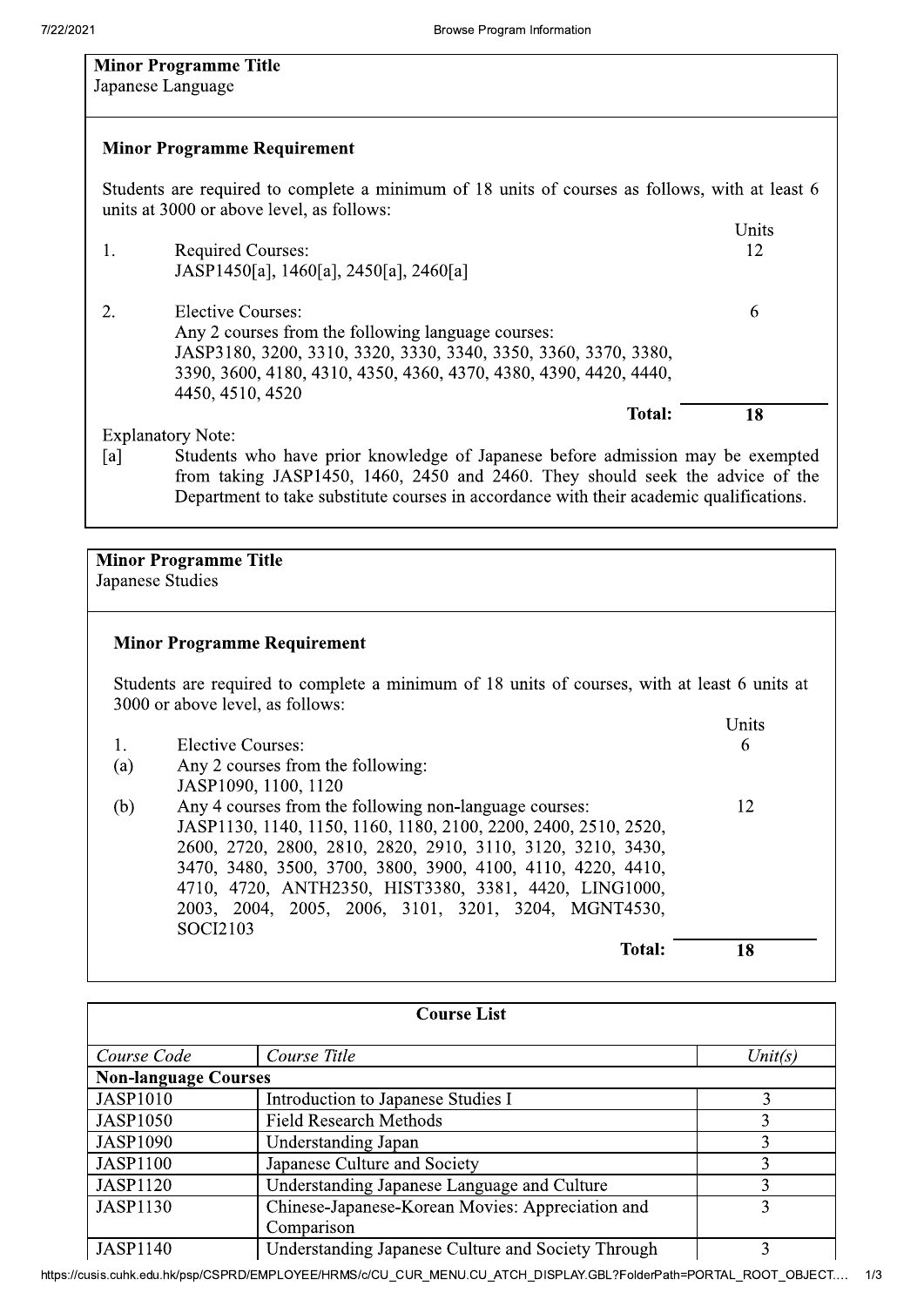## Minor Programme Title

Japanese Language

### Minor Programme Requirement

Students are required to complete a minimum of 18 units of courses as follows, with at least 6 units at 3000 or above level, as follows:

| | | Units |
|---|---|---|
| 1. | Required Courses: JASP1450[a], 1460[a], 2450[a], 2460[a] | 12 |
| 2. | Elective Courses: Any 2 courses from the following language courses: JASP3180, 3200, 3310, 3320, 3330, 3340, 3350, 3360, 3370, 3380, 3390, 3600, 4180, 4310, 4350, 4360, 4370, 4380, 4390, 4420, 4440, 4450, 4510, 4520 | 6 |
| | **Total:** | **18** |

Explanatory Note:

[a] Students who have prior knowledge of Japanese before admission may be exempted from taking JASP1450, 1460, 2450 and 2460. They should seek the advice of the Department to take substitute courses in accordance with their academic qualifications.

## Minor Programme Title

Japanese Studies

### Minor Programme Requirement

Students are required to complete a minimum of 18 units of courses, with at least 6 units at 3000 or above level, as follows:

| | | Units |
|---|---|---|
| 1. | Elective Courses: | 6 |
| (a) | Any 2 courses from the following: JASP1090, 1100, 1120 | |
| (b) | Any 4 courses from the following non-language courses: JASP1130, 1140, 1150, 1160, 1180, 2100, 2200, 2400, 2510, 2520, 2600, 2720, 2800, 2810, 2820, 2910, 3110, 3120, 3210, 3430, 3470, 3480, 3500, 3700, 3800, 3900, 4100, 4110, 4220, 4410, 4710, 4720, ANTH2350, HIST3380, 3381, 4420, LING1000, 2003, 2004, 2005, 2006, 3101, 3201, 3204, MGNT4530, SOCI2103 | 12 |
| | **Total:** | **18** |

## Course List

| *Course Code* | *Course Title* | *Unit(s)* |
|---|---|---|
| **Non-language Courses** | | |
| JASP1010 | Introduction to Japanese Studies I | 3 |
| JASP1050 | Field Research Methods | 3 |
| JASP1090 | Understanding Japan | 3 |
| JASP1100 | Japanese Culture and Society | 3 |
| JASP1120 | Understanding Japanese Language and Culture | 3 |
| JASP1130 | Chinese-Japanese-Korean Movies: Appreciation and Comparison | 3 |
| JASP1140 | Understanding Japanese Culture and Society Through | 3 |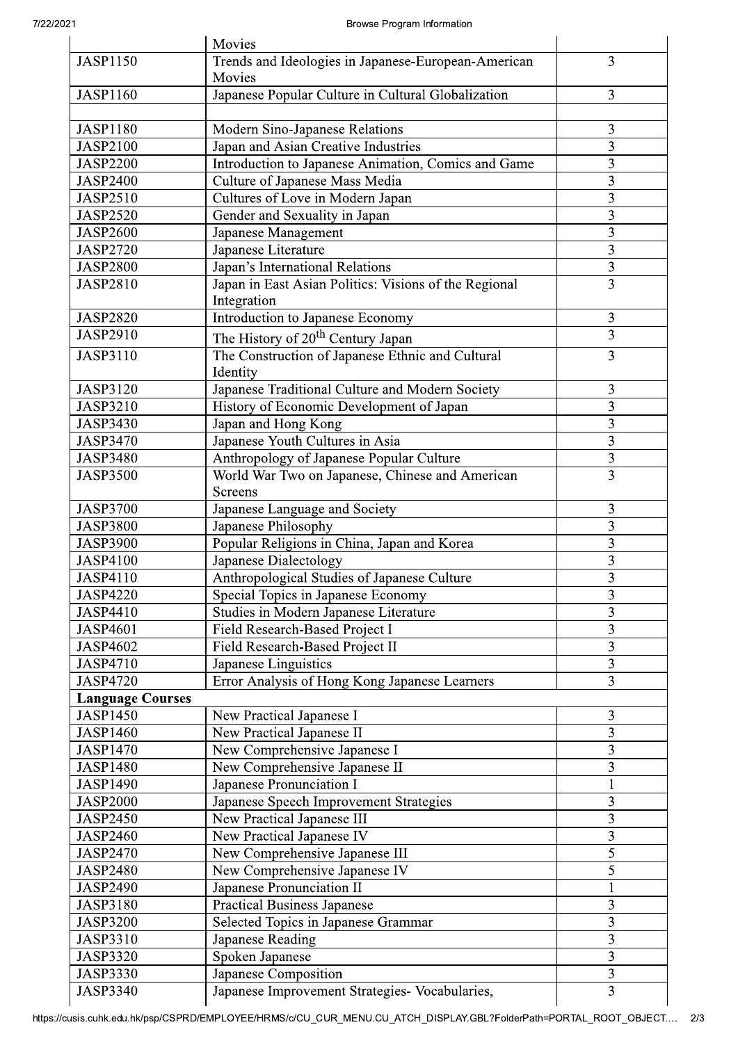| | | |
|---|---|---|
| | Movies | |
| JASP1150 | Trends and Ideologies in Japanese-European-American Movies | 3 |
| JASP1160 | Japanese Popular Culture in Cultural Globalization | 3 |
| | | |
| JASP1180 | Modern Sino-Japanese Relations | 3 |
| JASP2100 | Japan and Asian Creative Industries | 3 |
| JASP2200 | Introduction to Japanese Animation, Comics and Game | 3 |
| JASP2400 | Culture of Japanese Mass Media | 3 |
| JASP2510 | Cultures of Love in Modern Japan | 3 |
| JASP2520 | Gender and Sexuality in Japan | 3 |
| JASP2600 | Japanese Management | 3 |
| JASP2720 | Japanese Literature | 3 |
| JASP2800 | Japan's International Relations | 3 |
| JASP2810 | Japan in East Asian Politics: Visions of the Regional Integration | 3 |
| JASP2820 | Introduction to Japanese Economy | 3 |
| JASP2910 | The History of 20th Century Japan | 3 |
| JASP3110 | The Construction of Japanese Ethnic and Cultural Identity | 3 |
| JASP3120 | Japanese Traditional Culture and Modern Society | 3 |
| JASP3210 | History of Economic Development of Japan | 3 |
| JASP3430 | Japan and Hong Kong | 3 |
| JASP3470 | Japanese Youth Cultures in Asia | 3 |
| JASP3480 | Anthropology of Japanese Popular Culture | 3 |
| JASP3500 | World War Two on Japanese, Chinese and American Screens | 3 |
| JASP3700 | Japanese Language and Society | 3 |
| JASP3800 | Japanese Philosophy | 3 |
| JASP3900 | Popular Religions in China, Japan and Korea | 3 |
| JASP4100 | Japanese Dialectology | 3 |
| JASP4110 | Anthropological Studies of Japanese Culture | 3 |
| JASP4220 | Special Topics in Japanese Economy | 3 |
| JASP4410 | Studies in Modern Japanese Literature | 3 |
| JASP4601 | Field Research-Based Project I | 3 |
| JASP4602 | Field Research-Based Project II | 3 |
| JASP4710 | Japanese Linguistics | 3 |
| JASP4720 | Error Analysis of Hong Kong Japanese Learners | 3 |
| **Language Courses** | | |
| JASP1450 | New Practical Japanese I | 3 |
| JASP1460 | New Practical Japanese II | 3 |
| JASP1470 | New Comprehensive Japanese I | 3 |
| JASP1480 | New Comprehensive Japanese II | 3 |
| JASP1490 | Japanese Pronunciation I | 1 |
| JASP2000 | Japanese Speech Improvement Strategies | 3 |
| JASP2450 | New Practical Japanese III | 3 |
| JASP2460 | New Practical Japanese IV | 3 |
| JASP2470 | New Comprehensive Japanese III | 5 |
| JASP2480 | New Comprehensive Japanese IV | 5 |
| JASP2490 | Japanese Pronunciation II | 1 |
| JASP3180 | Practical Business Japanese | 3 |
| JASP3200 | Selected Topics in Japanese Grammar | 3 |
| JASP3310 | Japanese Reading | 3 |
| JASP3320 | Spoken Japanese | 3 |
| JASP3330 | Japanese Composition | 3 |
| JASP3340 | Japanese Improvement Strategies- Vocabularies, | 3 |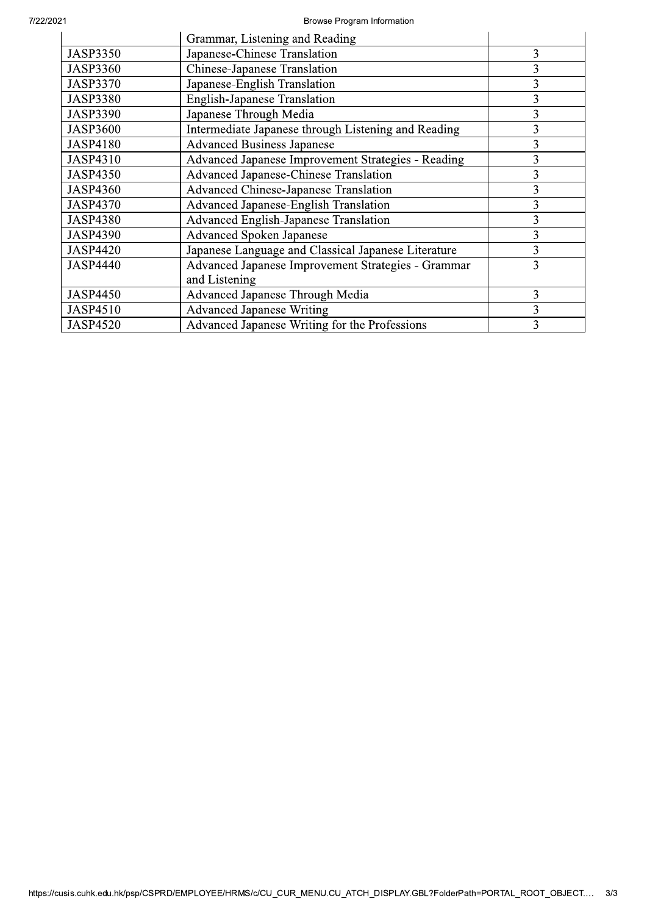| | | |
|---|---|---|
| | Grammar, Listening and Reading | |
| JASP3350 | Japanese-Chinese Translation | 3 |
| JASP3360 | Chinese-Japanese Translation | 3 |
| JASP3370 | Japanese-English Translation | 3 |
| JASP3380 | English-Japanese Translation | 3 |
| JASP3390 | Japanese Through Media | 3 |
| JASP3600 | Intermediate Japanese through Listening and Reading | 3 |
| JASP4180 | Advanced Business Japanese | 3 |
| JASP4310 | Advanced Japanese Improvement Strategies - Reading | 3 |
| JASP4350 | Advanced Japanese-Chinese Translation | 3 |
| JASP4360 | Advanced Chinese-Japanese Translation | 3 |
| JASP4370 | Advanced Japanese-English Translation | 3 |
| JASP4380 | Advanced English-Japanese Translation | 3 |
| JASP4390 | Advanced Spoken Japanese | 3 |
| JASP4420 | Japanese Language and Classical Japanese Literature | 3 |
| JASP4440 | Advanced Japanese Improvement Strategies - Grammar and Listening | 3 |
| JASP4450 | Advanced Japanese Through Media | 3 |
| JASP4510 | Advanced Japanese Writing | 3 |
| JASP4520 | Advanced Japanese Writing for the Professions | 3 |